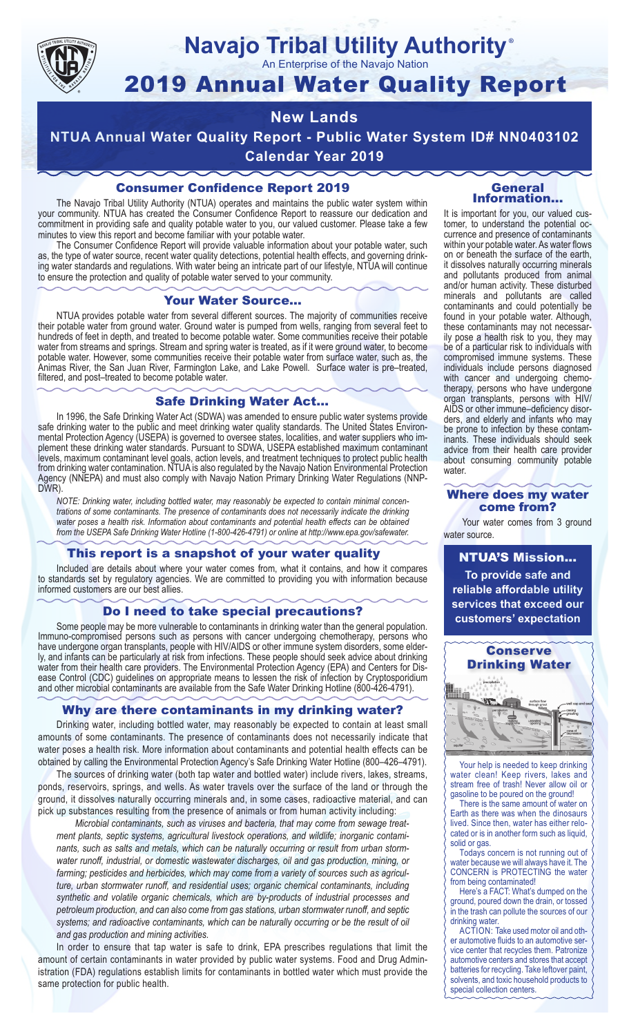# Navajo Tribal Utility Authority®

An Enterprise of the Navajo Nation

# 2019 Annual Water Quality Report

## New Lands

## NTUA Annual Water Quality Report - Public Water System ID# NN0403102

## Calendar Year 2019

### Consumer Confidence Report 2019

The Navajo Tribal Utility Authority (NTUA) operates and maintains the public water system within your community. NTUA has created the Consumer Confidence Report to reassure our dedication and commitment in providing safe and quality potable water to you, our valued customer. Please take a few minutes to view this report and become familiar with your potable water.

The Consumer Confidence Report will provide valuable information about your potable water, such as, the type of water source, recent water quality detections, potential health effects, and governing drinking water standards and regulations. With water being an intricate part of our lifestyle, NTUA will continue to ensure the protection and quality of potable water served to your community.

### Your Water Source…

NTUA provides potable water from several different sources. The majority of communities receive their potable water from ground water. Ground water is pumped from wells, ranging from several feet to hundreds of feet in depth, and treated to become potable water. Some communities receive their potable water from streams and springs. Stream and spring water is treated, as if it were ground water, to become potable water. However, some communities receive their potable water from surface water, such as, the Animas River, the San Juan River, Farmington Lake, and Lake Powell. Surface water is pre–treated, filtered, and post–treated to become potable water.

### Safe Drinking Water Act…

In 1996, the Safe Drinking Water Act (SDWA) was amended to ensure public water systems provide safe drinking water to the public and meet drinking water quality standards. The United States Environmental Protection Agency (USEPA) is governed to oversee states, localities, and water suppliers who implement these drinking water standards. Pursuant to SDWA, USEPA established maximum contaminant levels, maximum contaminant level goals, action levels, and treatment techniques to protect public health from drinking water contamination. NTUA is also regulated by the Navajo Nation Environmental Protection Agency (NNEPA) and must also comply with Navajo Nation Primary Drinking Water Regulations (NNPDWR).

*NOTE: Drinking water, including bottled water, may reasonably be expected to contain minimal concentrations of some contaminants. The presence of contaminants does not necessarily indicate the drinking water poses a health risk. Information about contaminants and potential health effects can be obtained from the USEPA Safe Drinking Water Hotline (1-800-426-4791) or online at http://www.epa.gov/safewater.*

### This report is a snapshot of your water quality

Included are details about where your water comes from, what it contains, and how it compares to standards set by regulatory agencies. We are committed to providing you with information because informed customers are our best allies.

### Do I need to take special precautions?

Some people may be more vulnerable to contaminants in drinking water than the general population. Immuno-compromised persons such as persons with cancer undergoing chemotherapy, persons who have undergone organ transplants, people with HIV/AIDS or other immune system disorders, some elderly, and infants can be particularly at risk from infections. These people should seek advice about drinking water from their health care providers. The Environmental Protection Agency (EPA) and Centers for Disease Control (CDC) guidelines on appropriate means to lessen the risk of infection by Cryptosporidium and other microbial contaminants are available from the Safe Water Drinking Hotline (800-426-4791).

### Why are there contaminants in my drinking water?

Drinking water, including bottled water, may reasonably be expected to contain at least small amounts of some contaminants. The presence of contaminants does not necessarily indicate that water poses a health risk. More information about contaminants and potential health effects can be obtained by calling the Environmental Protection Agency's Safe Drinking Water Hotline (800–426–4791).

The sources of drinking water (both tap water and bottled water) include rivers, lakes, streams, ponds, reservoirs, springs, and wells. As water travels over the surface of the land or through the ground, it dissolves naturally occurring minerals and, in some cases, radioactive material, and can pick up substances resulting from the presence of animals or from human activity including:

*Microbial contaminants, such as viruses and bacteria, that may come from sewage treatment plants, septic systems, agricultural livestock operations, and wildlife; inorganic contaminants, such as salts and metals, which can be naturally occurring or result from urban stormwater runoff, industrial, or domestic wastewater discharges, oil and gas production, mining, or farming; pesticides and herbicides, which may come from a variety of sources such as agriculture, urban stormwater runoff, and residential uses; organic chemical contaminants, including synthetic and volatile organic chemicals, which are by-products of industrial processes and petroleum production, and can also come from gas stations, urban stormwater runoff, and septic systems; and radioactive contaminants, which can be naturally occurring or be the result of oil and gas production and mining activities.*

In order to ensure that tap water is safe to drink, EPA prescribes regulations that limit the amount of certain contaminants in water provided by public water systems. Food and Drug Administration (FDA) regulations establish limits for contaminants in bottled water which must provide the same protection for public health.

### General Information…

It is important for you, our valued customer, to understand the potential occurrence and presence of contaminants within your potable water. As water flows on or beneath the surface of the earth, it dissolves naturally occurring minerals and pollutants produced from animal and/or human activity. These disturbed minerals and pollutants are called contaminants and could potentially be found in your potable water. Although, these contaminants may not necessarily pose a health risk to you, they may be of a particular risk to individuals with compromised immune systems. These individuals include persons diagnosed with cancer and undergoing chemotherapy, persons who have undergone organ transplants, persons with HIV/AIDS or other immune–deficiency disorders, and elderly and infants who may be prone to infection by these contaminants. These individuals should seek advice from their health care provider about consuming community potable water.

### Where does my water come from?

Your water comes from 3 ground water source.

### NTUA'S Mission…

**To provide safe and reliable affordable utility services that exceed our customers' expectation**

### Conserve Drinking Water

Your help is needed to keep drinking water clean! Keep rivers, lakes and stream free of trash! Never allow oil or gasoline to be poured on the ground!

There is the same amount of water on Earth as there was when the dinosaurs lived. Since then, water has either relocated or is in another form such as liquid, solid or gas.

Todays concern is not running out of water because we will always have it. The CONCERN is PROTECTING the water from being contaminated!

Here's a FACT: What's dumped on the ground, poured down the drain, or tossed in the trash can pollute the sources of our drinking water.

ACTION: Take used motor oil and other automotive fluids to an automotive service center that recycles them. Patronize automotive centers and stores that accept batteries for recycling. Take leftover paint, solvents, and toxic household products to special collection centers.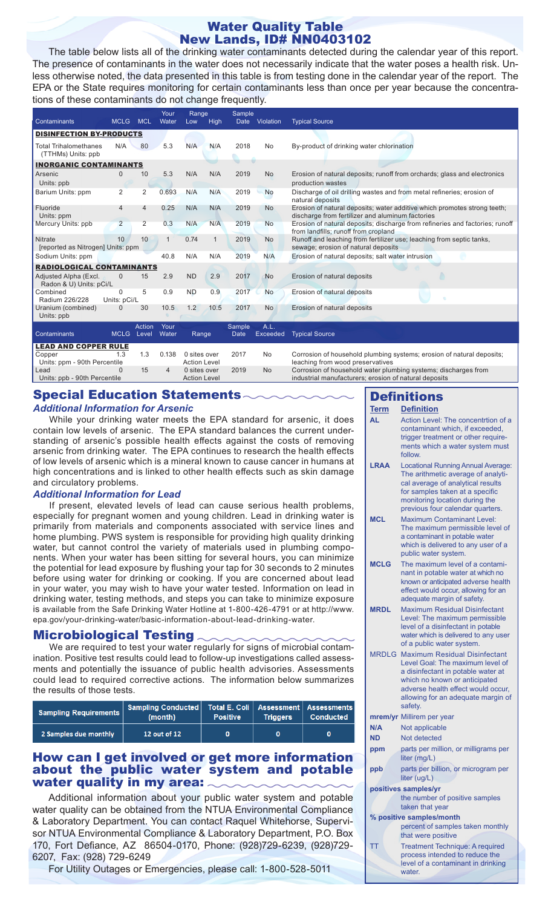# Water Quality Table
## New Lands, ID# NN0403102

The table below lists all of the drinking water contaminants detected during the calendar year of this report. The presence of contaminants in the water does not necessarily indicate that the water poses a health risk. Unless otherwise noted, the data presented in this table is from testing done in the calendar year of the report. The EPA or the State requires monitoring for certain contaminants less than once per year because the concentrations of these contaminants do not change frequently.

| Contaminants | MCLG | MCL | Your Water | Range Low | Range High | Sample Date | Violation | Typical Source |
|---|---|---|---|---|---|---|---|---|
| **DISINFECTION BY-PRODUCTS** | | | | | | | | |
| Total Trihalomethanes (TTHMs) Units: ppb | N/A | 80 | 5.3 | N/A | N/A | 2018 | No | By-product of drinking water chlorination |
| **INORGANIC CONTAMINANTS** | | | | | | | | |
| Arsenic Units: ppb | 0 | 10 | 5.3 | N/A | N/A | 2019 | No | Erosion of natural deposits; runoff from orchards; glass and electronics production wastes |
| Barium Units: ppm | 2 | 2 | 0.693 | N/A | N/A | 2019 | No | Discharge of oil drilling wastes and from metal refineries; erosion of natural deposits |
| Fluoride Units: ppm | 4 | 4 | 0.25 | N/A | N/A | 2019 | No | Erosion of natural deposits; water additive which promotes strong teeth; discharge from fertilizer and aluminum factories |
| Mercury Units: ppb | 2 | 2 | 0.3 | N/A | N/A | 2019 | No | Erosion of natural deposits; discharge from refineries and factories; runoff from landfills; runoff from cropland |
| Nitrate [reported as Nitrogen] Units: ppm | 10 | 10 | 1 | 0.74 | 1 | 2019 | No | Runoff and leaching from fertilizer use; leaching from septic tanks, sewage; erosion of natural deposits |
| Sodium Units: ppm | | | 40.8 | N/A | N/A | 2019 | N/A | Erosion of natural deposits; salt water intrusion |
| **RADIOLOGICAL CONTAMINANTS** | | | | | | | | |
| Adjusted Alpha (Excl. Radon & U) Units: pCi/L | 0 | 15 | 2.9 | ND | 2.9 | 2017 | No | Erosion of natural deposits |
| Combined Radium 226/228 Units: pCi/L | 0 | 5 | 0.9 | ND | 0.9 | 2017 | No | Erosion of natural deposits |
| Uranium (combined) Units: ppb | 0 | 30 | 10.5 | 1.2 | 10.5 | 2017 | No | Erosion of natural deposits |

| Contaminants | MCLG | Action Level | Your Water | Range | Sample Date | A.L. Exceeded | Typical Source |
|---|---|---|---|---|---|---|---|
| **LEAD AND COPPER RULE** | | | | | | | |
| Copper Units: ppm - 90th Percentile | 1.3 | 1.3 | 0.138 | 0 sites over Action Level | 2017 | No | Corrosion of household plumbing systems; erosion of natural deposits; leaching from wood preservatives |
| Lead Units: ppb - 90th Percentile | 0 | 15 | 4 | 0 sites over Action Level | 2019 | No | Corrosion of household water plumbing systems; discharges from industrial manufacturers; erosion of natural deposits |

## Special Education Statements

### *Additional Information for Arsenic*

While your drinking water meets the EPA standard for arsenic, it does contain low levels of arsenic. The EPA standard balances the current understanding of arsenic's possible health effects against the costs of removing arsenic from drinking water. The EPA continues to research the health effects of low levels of arsenic which is a mineral known to cause cancer in humans at high concentrations and is linked to other health effects such as skin damage and circulatory problems.

### *Additional Information for Lead*

If present, elevated levels of lead can cause serious health problems, especially for pregnant women and young children. Lead in drinking water is primarily from materials and components associated with service lines and home plumbing. PWS system is responsible for providing high quality drinking water, but cannot control the variety of materials used in plumbing components. When your water has been sitting for several hours, you can minimize the potential for lead exposure by flushing your tap for 30 seconds to 2 minutes before using water for drinking or cooking. If you are concerned about lead in your water, you may wish to have your water tested. Information on lead in drinking water, testing methods, and steps you can take to minimize exposure is available from the Safe Drinking Water Hotline at 1-800-426-4791 or at http://www.epa.gov/your-drinking-water/basic-information-about-lead-drinking-water.

## Microbiological Testing

We are required to test your water regularly for signs of microbial contamination. Positive test results could lead to follow-up investigations called assessments and potentially the issuance of public health advisories. Assessments could lead to required corrective actions. The information below summarizes the results of those tests.

| Sampling Requirements | Sampling Conducted (month) | Total E. Coli Positive | Assessment Triggers | Assessments Conducted |
|---|---|---|---|---|
| 2 Samples due monthly | 12 out of 12 | 0 | 0 | 0 |

## How can I get involved or get more information about the public water system and potable water quality in my area:

Additional information about your public water system and potable water quality can be obtained from the NTUA Environmental Compliance & Laboratory Department. You can contact Raquel Whitehorse, Supervisor NTUA Environmental Compliance & Laboratory Department, P.O. Box 170, Fort Defiance, AZ 86504-0170, Phone: (928)729-6239, (928)729-6207, Fax: (928) 729-6249

For Utility Outages or Emergencies, please call: 1-800-528-5011

## Definitions

| Term | Definition |
|---|---|
| **AL** | Action Level: The concentrtion of a contaminant which, if exceeded, trigger treatment or other requirements which a water system must follow. |
| **LRAA** | Locational Running Annual Average: The arithmetic average of analytical average of analytical results for samples taken at a specific monitoring location during the previous four calendar quarters. |
| **MCL** | Maximum Contaminant Level: The maximum permissible level of a contaminant in potable water which is delivered to any user of a public water system. |
| **MCLG** | The maximum level of a contaminant in potable water at which no known or anticipated adverse health effect would occur, allowing for an adequate margin of safety. |
| **MRDL** | Maximum Residual Disinfectant Level: The maximum permissible level of a disinfectant in potable water which is delivered to any user of a public water system. |
| **MRDLG** | Maximum Residual Disinfectant Level Goal: The maximum level of a disinfectant in potable water at which no known or anticipated adverse health effect would occur, allowing for an adequate margin of safety. |
| **mrem/yr** | Millirem per year |
| **N/A** | Not applicable |
| **ND** | Not detected |
| **ppm** | parts per million, or milligrams per liter (mg/L) |
| **ppb** | parts per billion, or microgram per liter (ug/L) |
| **positives samples/yr** | the number of positive samples taken that year |
| **% positive samples/month** | percent of samples taken monthly that were positive |
| **TT** | Treatment Technique: A required process intended to reduce the level of a contaminant in drinking water. |